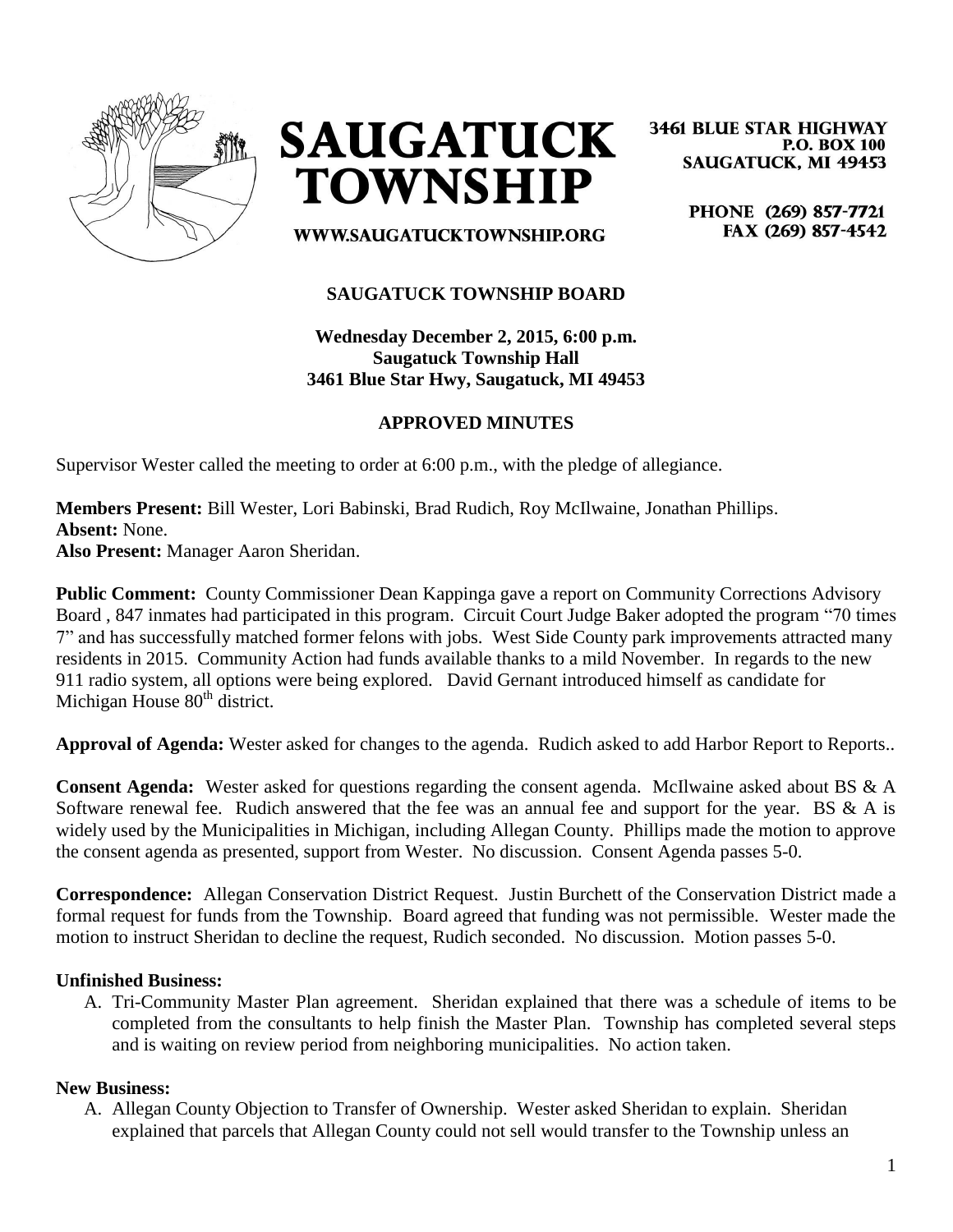**SAUGATUCK TOWNSHIP**

WWW.SAUGATUCKTOWNSHIP.ORG

3461 BLUE STAR HIGHWAY
P.O. BOX 100
SAUGATUCK, MI 49453

PHONE (269) 857-7721
FAX (269) 857-4542

## SAUGATUCK TOWNSHIP BOARD

**Wednesday December 2, 2015, 6:00 p.m.**
**Saugatuck Township Hall**
**3461 Blue Star Hwy, Saugatuck, MI 49453**

## APPROVED MINUTES

Supervisor Wester called the meeting to order at 6:00 p.m., with the pledge of allegiance.

**Members Present:** Bill Wester, Lori Babinski, Brad Rudich, Roy McIlwaine, Jonathan Phillips.
**Absent:** None.
**Also Present:** Manager Aaron Sheridan.

**Public Comment:** County Commissioner Dean Kappinga gave a report on Community Corrections Advisory Board , 847 inmates had participated in this program. Circuit Court Judge Baker adopted the program "70 times 7" and has successfully matched former felons with jobs. West Side County park improvements attracted many residents in 2015. Community Action had funds available thanks to a mild November. In regards to the new 911 radio system, all options were being explored. David Gernant introduced himself as candidate for Michigan House 80th district.

**Approval of Agenda:** Wester asked for changes to the agenda. Rudich asked to add Harbor Report to Reports..

**Consent Agenda:** Wester asked for questions regarding the consent agenda. McIlwaine asked about BS & A Software renewal fee. Rudich answered that the fee was an annual fee and support for the year. BS & A is widely used by the Municipalities in Michigan, including Allegan County. Phillips made the motion to approve the consent agenda as presented, support from Wester. No discussion. Consent Agenda passes 5-0.

**Correspondence:** Allegan Conservation District Request. Justin Burchett of the Conservation District made a formal request for funds from the Township. Board agreed that funding was not permissible. Wester made the motion to instruct Sheridan to decline the request, Rudich seconded. No discussion. Motion passes 5-0.

**Unfinished Business:**

A. Tri-Community Master Plan agreement. Sheridan explained that there was a schedule of items to be completed from the consultants to help finish the Master Plan. Township has completed several steps and is waiting on review period from neighboring municipalities. No action taken.

**New Business:**

A. Allegan County Objection to Transfer of Ownership. Wester asked Sheridan to explain. Sheridan explained that parcels that Allegan County could not sell would transfer to the Township unless an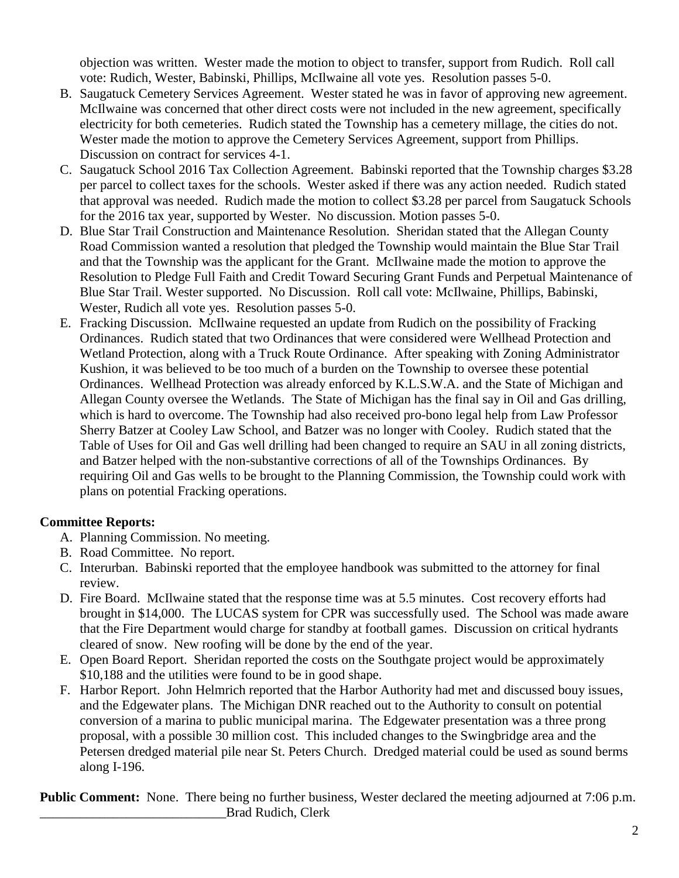objection was written. Wester made the motion to object to transfer, support from Rudich. Roll call vote: Rudich, Wester, Babinski, Phillips, McIlwaine all vote yes. Resolution passes 5-0.

B. Saugatuck Cemetery Services Agreement. Wester stated he was in favor of approving new agreement. McIlwaine was concerned that other direct costs were not included in the new agreement, specifically electricity for both cemeteries. Rudich stated the Township has a cemetery millage, the cities do not. Wester made the motion to approve the Cemetery Services Agreement, support from Phillips. Discussion on contract for services 4-1.
C. Saugatuck School 2016 Tax Collection Agreement. Babinski reported that the Township charges $3.28 per parcel to collect taxes for the schools. Wester asked if there was any action needed. Rudich stated that approval was needed. Rudich made the motion to collect $3.28 per parcel from Saugatuck Schools for the 2016 tax year, supported by Wester. No discussion. Motion passes 5-0.
D. Blue Star Trail Construction and Maintenance Resolution. Sheridan stated that the Allegan County Road Commission wanted a resolution that pledged the Township would maintain the Blue Star Trail and that the Township was the applicant for the Grant. McIlwaine made the motion to approve the Resolution to Pledge Full Faith and Credit Toward Securing Grant Funds and Perpetual Maintenance of Blue Star Trail. Wester supported. No Discussion. Roll call vote: McIlwaine, Phillips, Babinski, Wester, Rudich all vote yes. Resolution passes 5-0.
E. Fracking Discussion. McIlwaine requested an update from Rudich on the possibility of Fracking Ordinances. Rudich stated that two Ordinances that were considered were Wellhead Protection and Wetland Protection, along with a Truck Route Ordinance. After speaking with Zoning Administrator Kushion, it was believed to be too much of a burden on the Township to oversee these potential Ordinances. Wellhead Protection was already enforced by K.L.S.W.A. and the State of Michigan and Allegan County oversee the Wetlands. The State of Michigan has the final say in Oil and Gas drilling, which is hard to overcome. The Township had also received pro-bono legal help from Law Professor Sherry Batzer at Cooley Law School, and Batzer was no longer with Cooley. Rudich stated that the Table of Uses for Oil and Gas well drilling had been changed to require an SAU in all zoning districts, and Batzer helped with the non-substantive corrections of all of the Townships Ordinances. By requiring Oil and Gas wells to be brought to the Planning Commission, the Township could work with plans on potential Fracking operations.

**Committee Reports:**

A. Planning Commission. No meeting.
B. Road Committee. No report.
C. Interurban. Babinski reported that the employee handbook was submitted to the attorney for final review.
D. Fire Board. McIlwaine stated that the response time was at 5.5 minutes. Cost recovery efforts had brought in $14,000. The LUCAS system for CPR was successfully used. The School was made aware that the Fire Department would charge for standby at football games. Discussion on critical hydrants cleared of snow. New roofing will be done by the end of the year.
E. Open Board Report. Sheridan reported the costs on the Southgate project would be approximately $10,188 and the utilities were found to be in good shape.
F. Harbor Report. John Helmrich reported that the Harbor Authority had met and discussed bouy issues, and the Edgewater plans. The Michigan DNR reached out to the Authority to consult on potential conversion of a marina to public municipal marina. The Edgewater presentation was a three prong proposal, with a possible 30 million cost. This included changes to the Swingbridge area and the Petersen dredged material pile near St. Peters Church. Dredged material could be used as sound berms along I-196.

**Public Comment:** None. There being no further business, Wester declared the meeting adjourned at 7:06 p.m.

____________________________Brad Rudich, Clerk